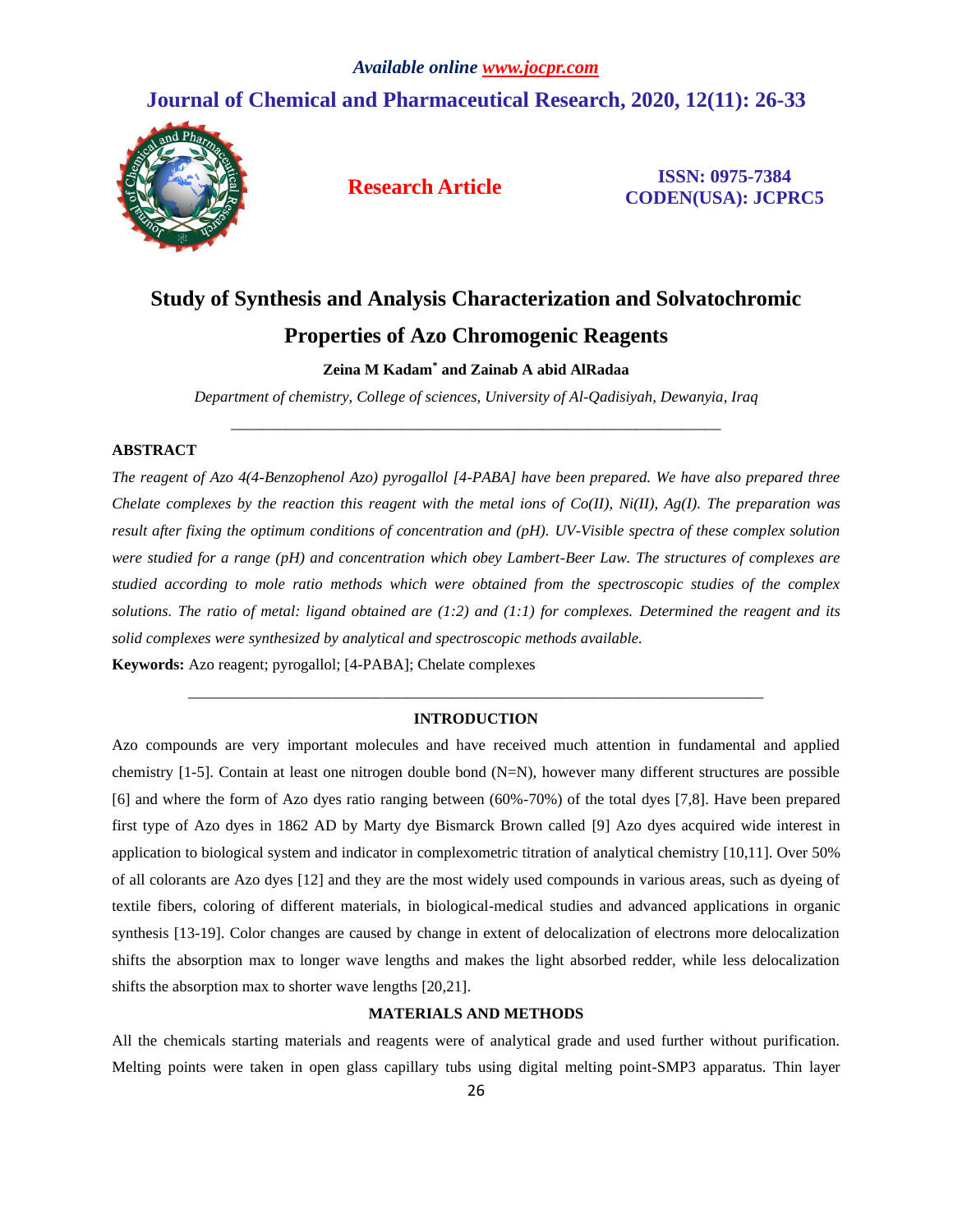# Study of Synthesis and Analysis Characterization and Solvatochromic Properties of Azo Chromogenic Reagents

**Zeina M Kadam\* and Zainab A abid AlRadaa**

*Department of chemistry, College of sciences, University of Al-Qadisiyah, Dewanyia, Iraq*

---

## ABSTRACT

*The reagent of Azo 4(4-Benzophenol Azo) pyrogallol [4-PABA] have been prepared. We have also prepared three Chelate complexes by the reaction this reagent with the metal ions of Co(II), Ni(II), Ag(I). The preparation was result after fixing the optimum conditions of concentration and (pH). UV-Visible spectra of these complex solution were studied for a range (pH) and concentration which obey Lambert-Beer Law. The structures of complexes are studied according to mole ratio methods which were obtained from the spectroscopic studies of the complex solutions. The ratio of metal: ligand obtained are (1:2) and (1:1) for complexes. Determined the reagent and its solid complexes were synthesized by analytical and spectroscopic methods available.*

**Keywords:** Azo reagent; pyrogallol; [4-PABA]; Chelate complexes

---

## INTRODUCTION

Azo compounds are very important molecules and have received much attention in fundamental and applied chemistry [1-5]. Contain at least one nitrogen double bond (N=N), however many different structures are possible [6] and where the form of Azo dyes ratio ranging between (60%-70%) of the total dyes [7,8]. Have been prepared first type of Azo dyes in 1862 AD by Marty dye Bismarck Brown called [9] Azo dyes acquired wide interest in application to biological system and indicator in complexometric titration of analytical chemistry [10,11]. Over 50% of all colorants are Azo dyes [12] and they are the most widely used compounds in various areas, such as dyeing of textile fibers, coloring of different materials, in biological-medical studies and advanced applications in organic synthesis [13-19]. Color changes are caused by change in extent of delocalization of electrons more delocalization shifts the absorption max to longer wave lengths and makes the light absorbed redder, while less delocalization shifts the absorption max to shorter wave lengths [20,21].

## MATERIALS AND METHODS

All the chemicals starting materials and reagents were of analytical grade and used further without purification. Melting points were taken in open glass capillary tubs using digital melting point-SMP3 apparatus. Thin layer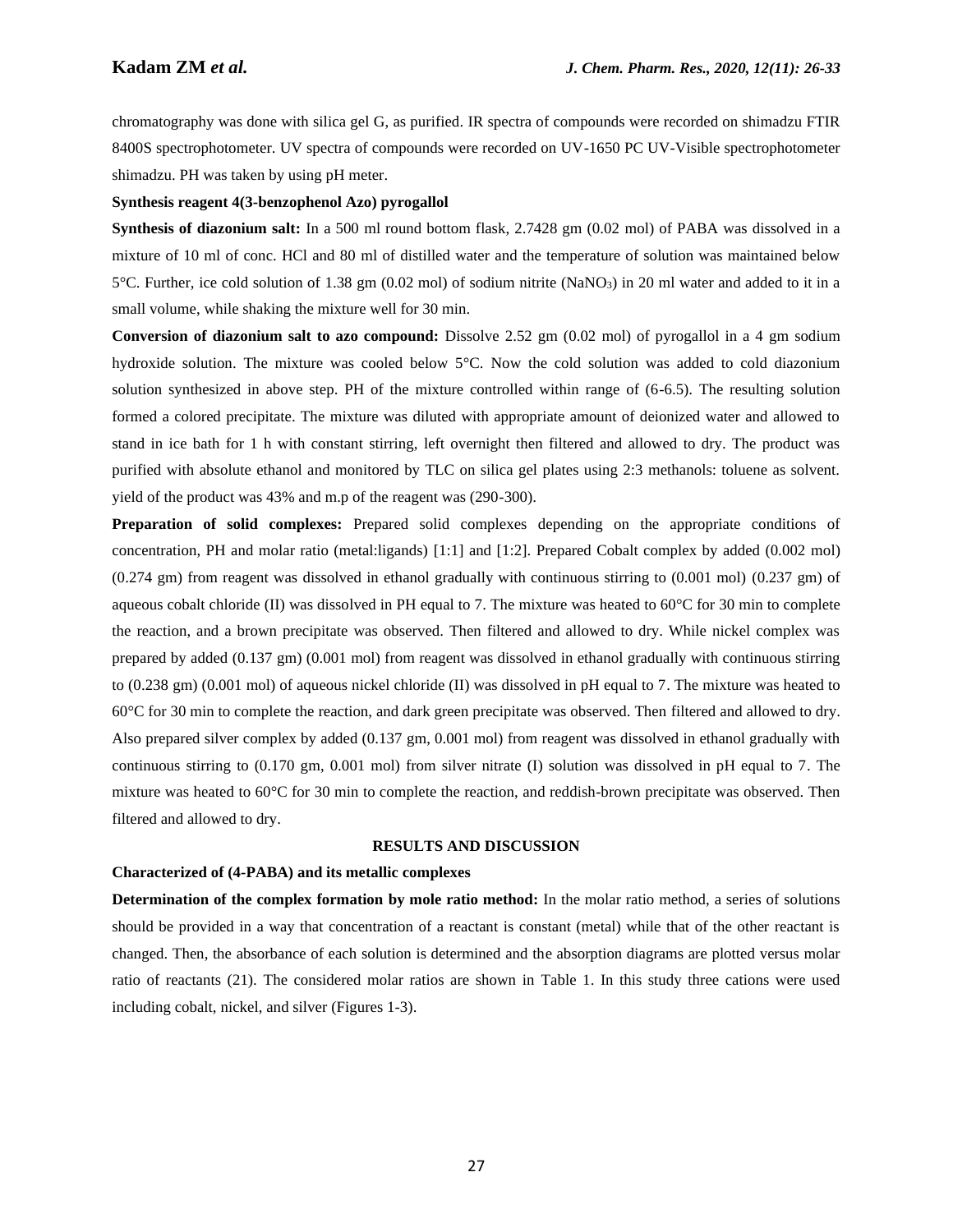chromatography was done with silica gel G, as purified. IR spectra of compounds were recorded on shimadzu FTIR 8400S spectrophotometer. UV spectra of compounds were recorded on UV-1650 PC UV-Visible spectrophotometer shimadzu. PH was taken by using pH meter.

**Synthesis reagent 4(3-benzophenol Azo) pyrogallol**

**Synthesis of diazonium salt:** In a 500 ml round bottom flask, 2.7428 gm (0.02 mol) of PABA was dissolved in a mixture of 10 ml of conc. HCl and 80 ml of distilled water and the temperature of solution was maintained below 5°C. Further, ice cold solution of 1.38 gm (0.02 mol) of sodium nitrite ($NaNO_3$) in 20 ml water and added to it in a small volume, while shaking the mixture well for 30 min.

**Conversion of diazonium salt to azo compound:** Dissolve 2.52 gm (0.02 mol) of pyrogallol in a 4 gm sodium hydroxide solution. The mixture was cooled below 5°C. Now the cold solution was added to cold diazonium solution synthesized in above step. PH of the mixture controlled within range of (6-6.5). The resulting solution formed a colored precipitate. The mixture was diluted with appropriate amount of deionized water and allowed to stand in ice bath for 1 h with constant stirring, left overnight then filtered and allowed to dry. The product was purified with absolute ethanol and monitored by TLC on silica gel plates using 2:3 methanols: toluene as solvent. yield of the product was 43% and m.p of the reagent was (290-300).

**Preparation of solid complexes:** Prepared solid complexes depending on the appropriate conditions of concentration, PH and molar ratio (metal:ligands) [1:1] and [1:2]. Prepared Cobalt complex by added (0.002 mol) (0.274 gm) from reagent was dissolved in ethanol gradually with continuous stirring to (0.001 mol) (0.237 gm) of aqueous cobalt chloride (II) was dissolved in PH equal to 7. The mixture was heated to 60°C for 30 min to complete the reaction, and a brown precipitate was observed. Then filtered and allowed to dry. While nickel complex was prepared by added (0.137 gm) (0.001 mol) from reagent was dissolved in ethanol gradually with continuous stirring to (0.238 gm) (0.001 mol) of aqueous nickel chloride (II) was dissolved in pH equal to 7. The mixture was heated to 60°C for 30 min to complete the reaction, and dark green precipitate was observed. Then filtered and allowed to dry. Also prepared silver complex by added (0.137 gm, 0.001 mol) from reagent was dissolved in ethanol gradually with continuous stirring to (0.170 gm, 0.001 mol) from silver nitrate (I) solution was dissolved in pH equal to 7. The mixture was heated to 60°C for 30 min to complete the reaction, and reddish-brown precipitate was observed. Then filtered and allowed to dry.

## RESULTS AND DISCUSSION

**Characterized of (4-PABA) and its metallic complexes**

**Determination of the complex formation by mole ratio method:** In the molar ratio method, a series of solutions should be provided in a way that concentration of a reactant is constant (metal) while that of the other reactant is changed. Then, the absorbance of each solution is determined and the absorption diagrams are plotted versus molar ratio of reactants (21). The considered molar ratios are shown in Table 1. In this study three cations were used including cobalt, nickel, and silver (Figures 1-3).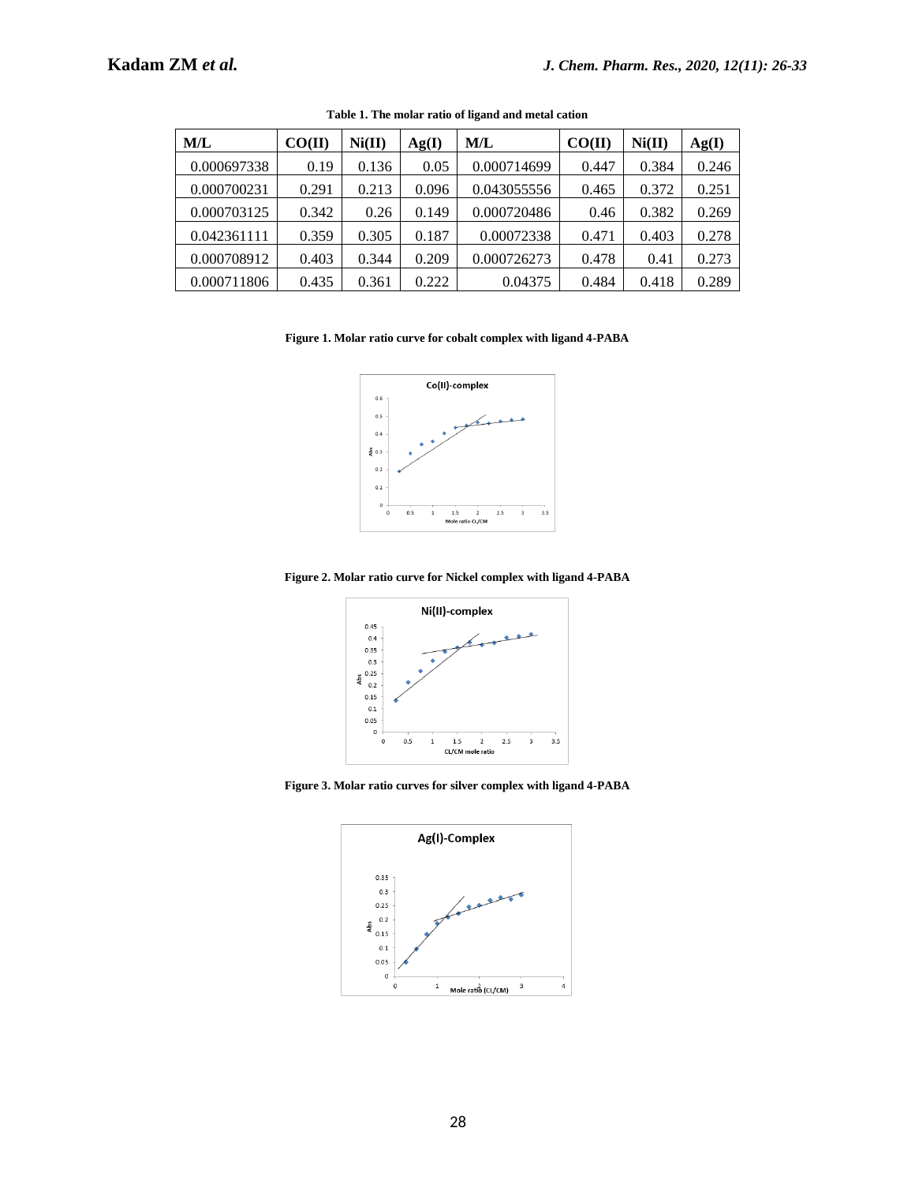**Table 1. The molar ratio of ligand and metal cation**

| M/L | CO(II) | Ni(II) | Ag(I) | M/L | CO(II) | Ni(II) | Ag(I) |
|---|---|---|---|---|---|---|---|
| 0.000697338 | 0.19 | 0.136 | 0.05 | 0.000714699 | 0.447 | 0.384 | 0.246 |
| 0.000700231 | 0.291 | 0.213 | 0.096 | 0.043055556 | 0.465 | 0.372 | 0.251 |
| 0.000703125 | 0.342 | 0.26 | 0.149 | 0.000720486 | 0.46 | 0.382 | 0.269 |
| 0.042361111 | 0.359 | 0.305 | 0.187 | 0.00072338 | 0.471 | 0.403 | 0.278 |
| 0.000708912 | 0.403 | 0.344 | 0.209 | 0.000726273 | 0.478 | 0.41 | 0.273 |
| 0.000711806 | 0.435 | 0.361 | 0.222 | 0.04375 | 0.484 | 0.418 | 0.289 |

**Figure 1. Molar ratio curve for cobalt complex with ligand 4-PABA**

**Figure 2. Molar ratio curve for Nickel complex with ligand 4-PABA**

**Figure 3. Molar ratio curves for silver complex with ligand 4-PABA**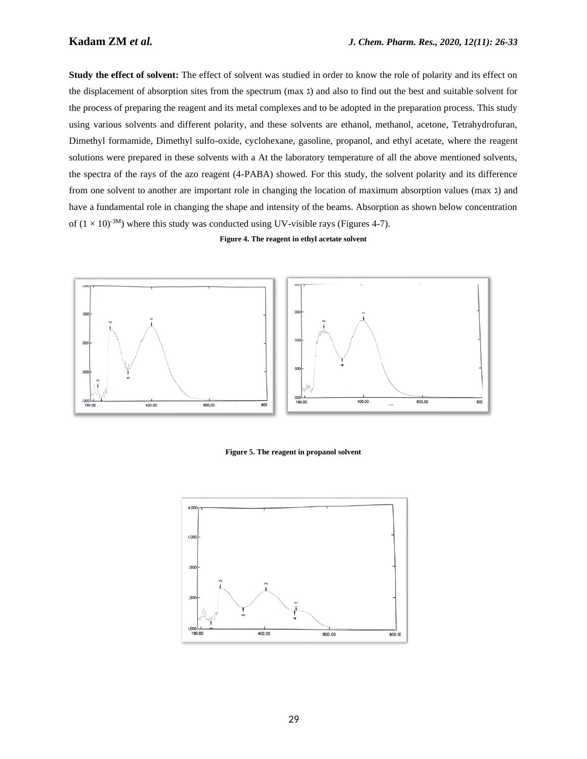**Study the effect of solvent:** The effect of solvent was studied in order to know the role of polarity and its effect on the displacement of absorption sites from the spectrum (max λ) and also to find out the best and suitable solvent for the process of preparing the reagent and its metal complexes and to be adopted in the preparation process. This study using various solvents and different polarity, and these solvents are ethanol, methanol, acetone, Tetrahydrofuran, Dimethyl formamide, Dimethyl sulfo-oxide, cyclohexane, gasoline, propanol, and ethyl acetate, where the reagent solutions were prepared in these solvents with a At the laboratory temperature of all the above mentioned solvents, the spectra of the rays of the azo reagent (4-PABA) showed. For this study, the solvent polarity and its difference from one solvent to another are important role in changing the location of maximum absorption values (max λ) and have a fundamental role in changing the shape and intensity of the beams. Absorption as shown below concentration of $(1 \times 10)^{-3M}$) where this study was conducted using UV-visible rays (Figures 4-7).

**Figure 4. The reagent in ethyl acetate solvent**

**Figure 5. The reagent in propanol solvent**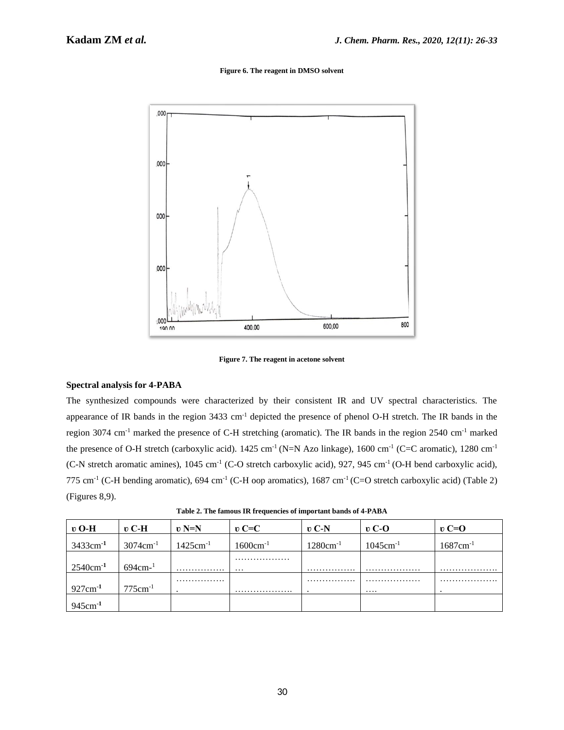**Figure 6. The reagent in DMSO solvent**

**Figure 7. The reagent in acetone solvent**

### Spectral analysis for 4-PABA

The synthesized compounds were characterized by their consistent IR and UV spectral characteristics. The appearance of IR bands in the region 3433 $cm^{-1}$ depicted the presence of phenol O-H stretch. The IR bands in the region 3074 $cm^{-1}$ marked the presence of C-H stretching (aromatic). The IR bands in the region 2540 $cm^{-1}$ marked the presence of O-H stretch (carboxylic acid). 1425 $cm^{-1}$ (N=N Azo linkage), 1600 $cm^{-1}$ (C=C aromatic), 1280 $cm^{-1}$ (C-N stretch aromatic amines), 1045 $cm^{-1}$ (C-O stretch carboxylic acid), 927, 945 $cm^{-1}$ (O-H bend carboxylic acid), 775 $cm^{-1}$ (C-H bending aromatic), 694 $cm^{-1}$ (C-H oop aromatics), 1687 $cm^{-1}$ (C=O stretch carboxylic acid) (Table 2) (Figures 8,9).

**Table 2. The famous IR frequencies of important bands of 4-PABA**

| υ O-H | υ C-H | υ N=N | υ C=C | υ C-N | υ C-O | υ C=O |
|---|---|---|---|---|---|---|
| 3433$cm^{-1}$ | 3074$cm^{-1}$ | 1425$cm^{-1}$ | 1600$cm^{-1}$ | 1280$cm^{-1}$ | 1045$cm^{-1}$ | 1687$cm^{-1}$ |
| 2540$cm^{-1}$ | 694$cm^{-1}$ | ……………. | ……………… | ……………. | ……………… | ………………. |
| 927$cm^{-1}$ | 775$cm^{-1}$ | ……………. | ………………. | ……………. | ……………… | ………………. |
| 945$cm^{-1}$ | | | | | | |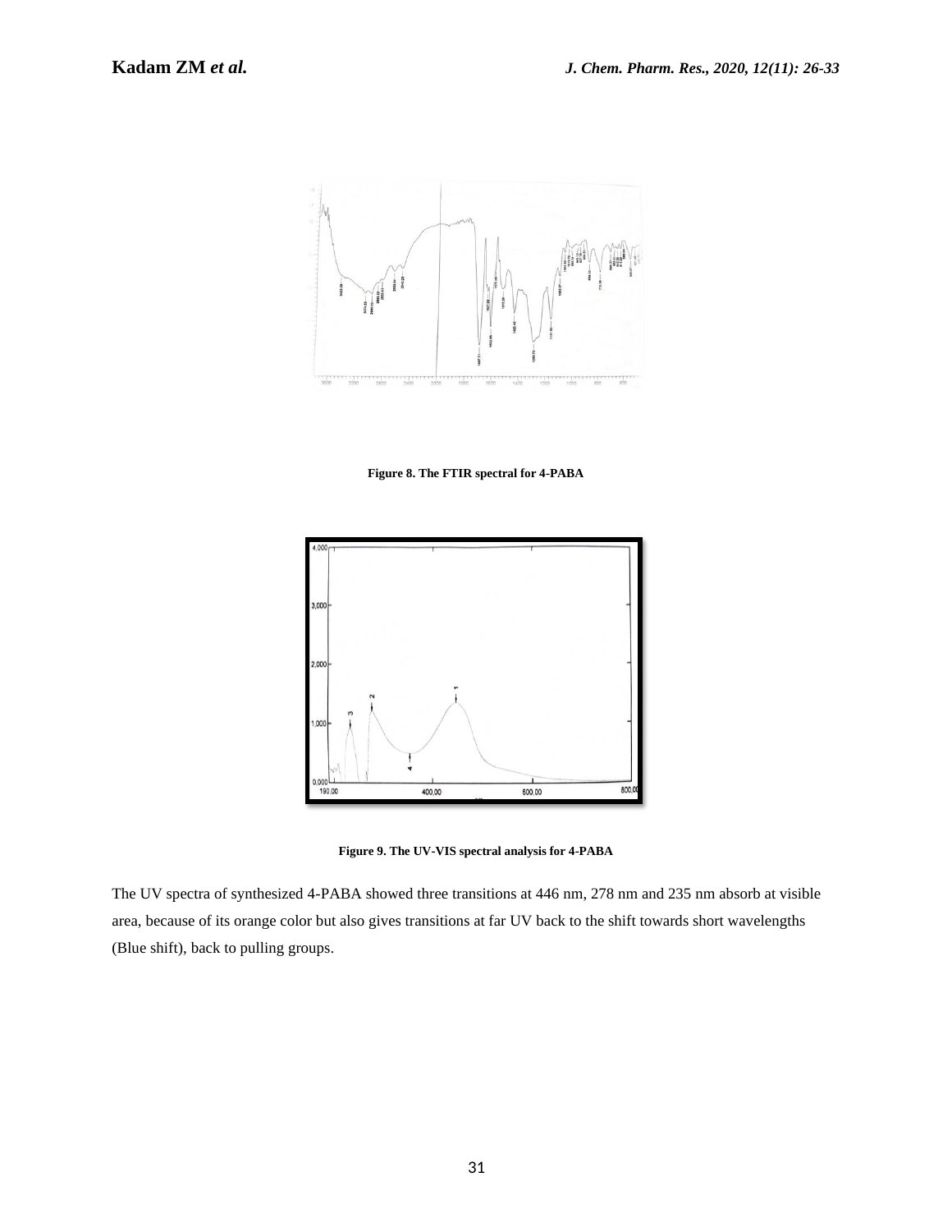Figure 8. The FTIR spectral for 4-PABA

Figure 9. The UV-VIS spectral analysis for 4-PABA

The UV spectra of synthesized 4-PABA showed three transitions at 446 nm, 278 nm and 235 nm absorb at visible area, because of its orange color but also gives transitions at far UV back to the shift towards short wavelengths (Blue shift), back to pulling groups.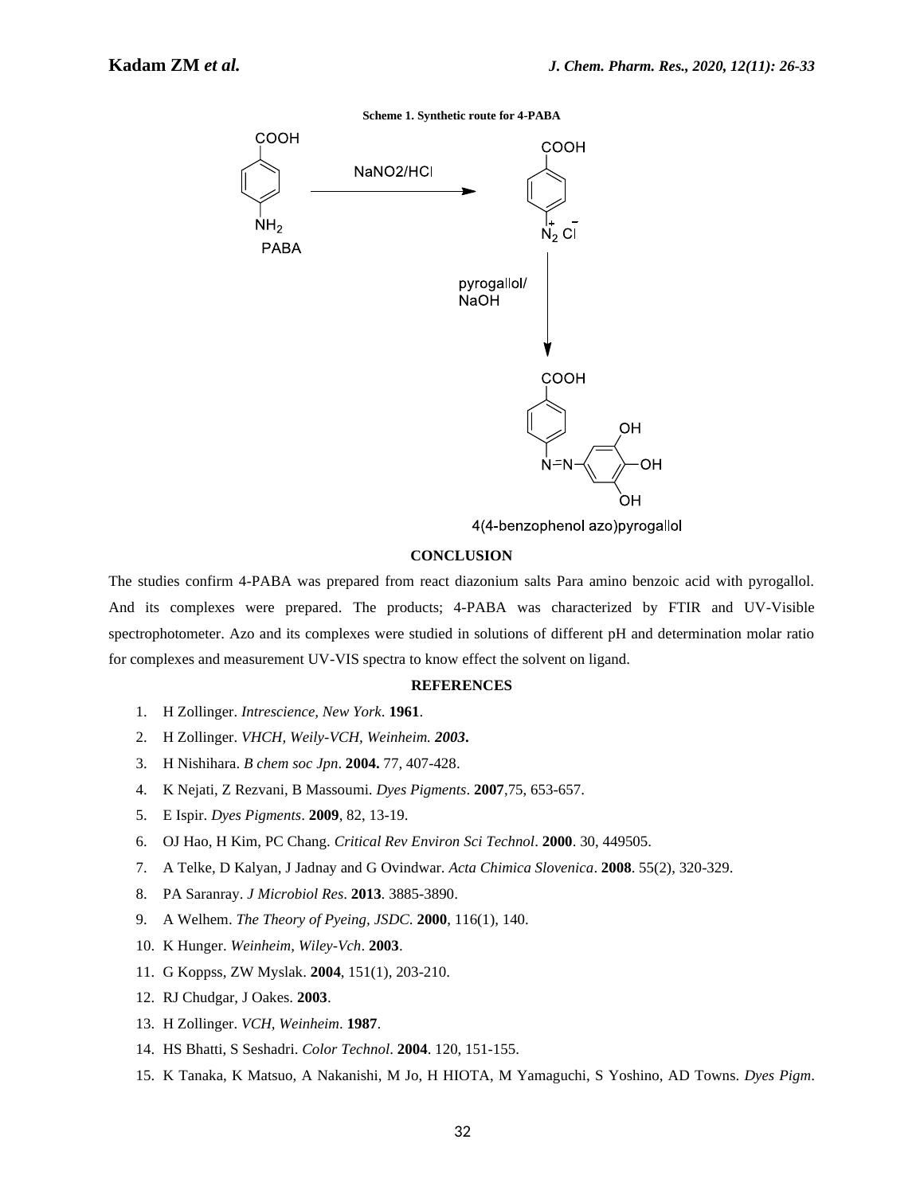**Scheme 1. Synthetic route for 4-PABA**

## CONCLUSION

The studies confirm 4-PABA was prepared from react diazonium salts Para amino benzoic acid with pyrogallol. And its complexes were prepared. The products; 4-PABA was characterized by FTIR and UV-Visible spectrophotometer. Azo and its complexes were studied in solutions of different pH and determination molar ratio for complexes and measurement UV-VIS spectra to know effect the solvent on ligand.

## REFERENCES

1. H Zollinger. *Intrescience, New York*. **1961**.
2. H Zollinger. *VHCH, Weily-VCH, Weinheim.* ***2003*.**
3. H Nishihara. *B chem soc Jpn*. **2004.** 77, 407-428.
4. K Nejati, Z Rezvani, B Massoumi. *Dyes Pigments*. **2007**,75, 653-657.
5. E Ispir. *Dyes Pigments*. **2009**, 82, 13-19.
6. OJ Hao, H Kim, PC Chang. *Critical Rev Environ Sci Technol*. **2000**. 30, 449505.
7. A Telke, D Kalyan, J Jadnay and G Ovindwar. *Acta Chimica Slovenica*. **2008**. 55(2), 320-329.
8. PA Saranray. *J Microbiol Res*. **2013**. 3885-3890.
9. A Welhem. *The Theory of Pyeing, JSDC*. **2000**, 116(1), 140.
10. K Hunger. *Weinheim, Wiley-Vch*. **2003**.
11. G Koppss, ZW Myslak. **2004**, 151(1), 203-210.
12. RJ Chudgar, J Oakes. **2003**.
13. H Zollinger. *VCH, Weinheim*. **1987**.
14. HS Bhatti, S Seshadri. *Color Technol*. **2004**. 120, 151-155.
15. K Tanaka, K Matsuo, A Nakanishi, M Jo, H HIOTA, M Yamaguchi, S Yoshino, AD Towns. *Dyes Pigm*.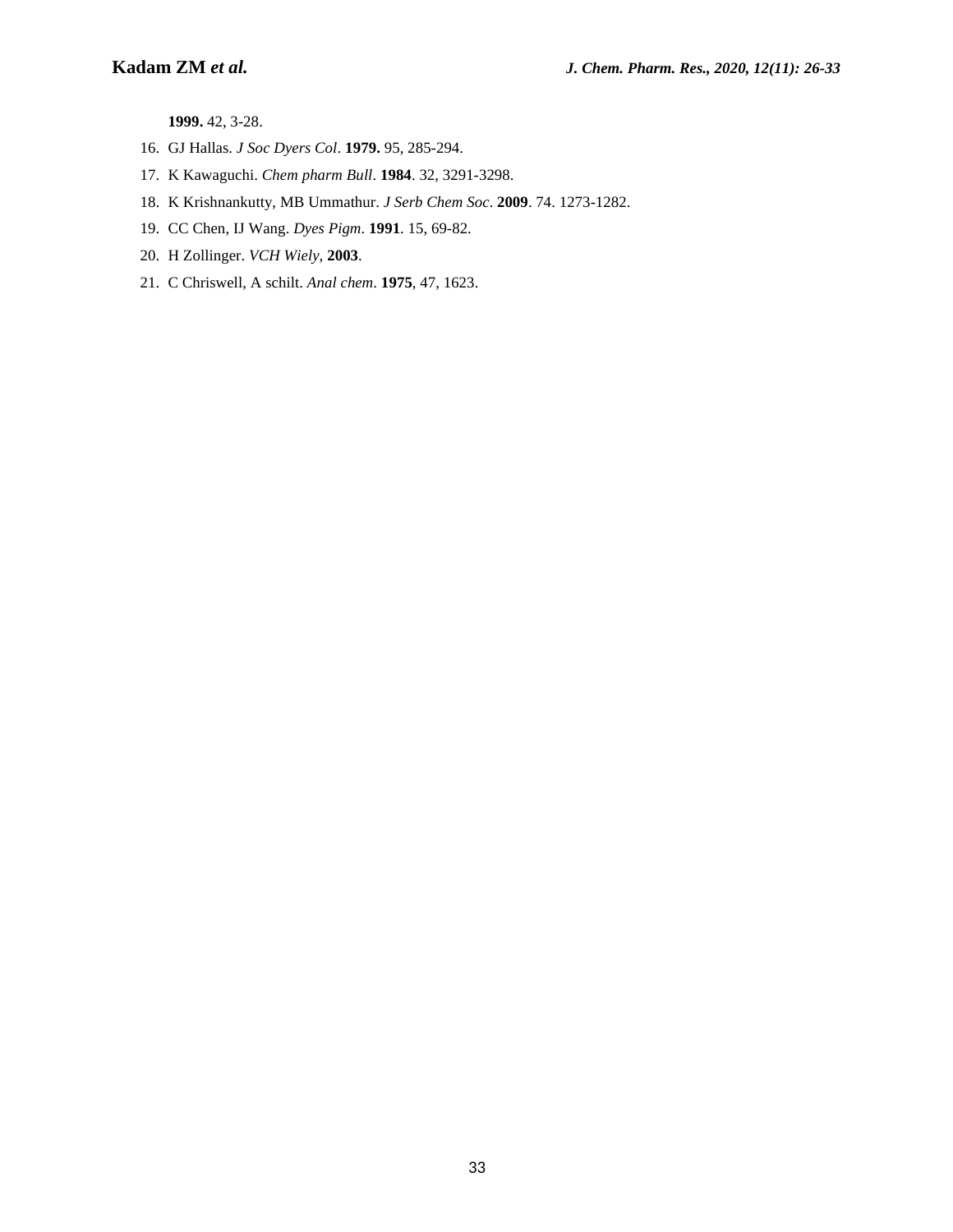**1999.** 42, 3-28.

16. GJ Hallas. *J Soc Dyers Col*. **1979.** 95, 285-294.
17. K Kawaguchi. *Chem pharm Bull*. **1984**. 32, 3291-3298.
18. K Krishnankutty, MB Ummathur. *J Serb Chem Soc*. **2009**. 74. 1273-1282.
19. CC Chen, IJ Wang. *Dyes Pigm*. **1991**. 15, 69-82.
20. H Zollinger. *VCH Wiely*, **2003**.
21. C Chriswell, A schilt. *Anal chem*. **1975**, 47, 1623.